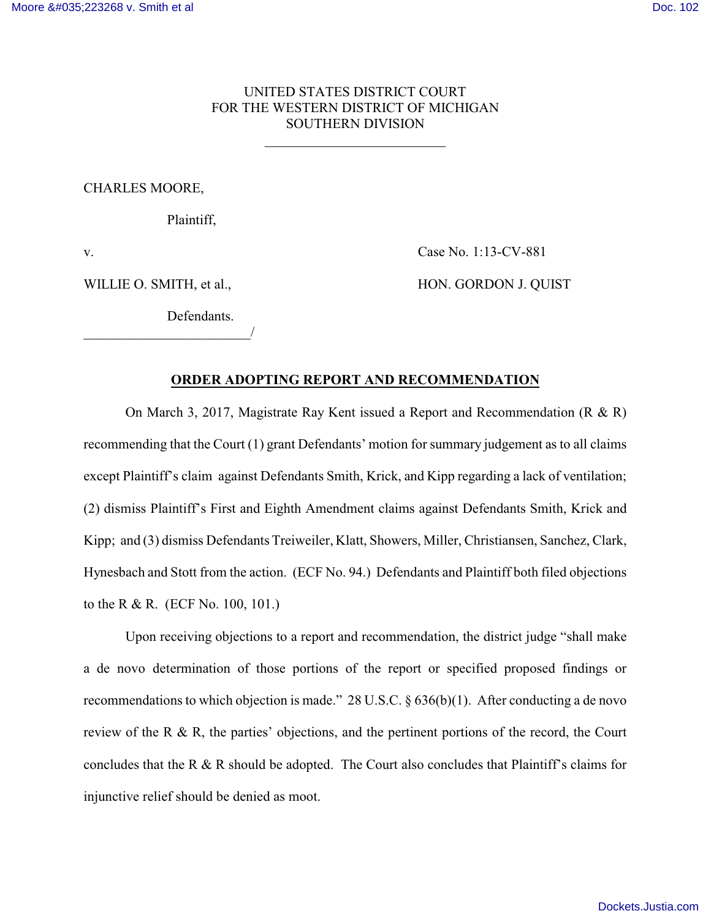UNITED STATES DISTRICT COURT
FOR THE WESTERN DISTRICT OF MICHIGAN
SOUTHERN DIVISION

______________________

CHARLES MOORE,

Plaintiff,

v. Case No. 1:13-CV-881

WILLIE O. SMITH, et al., HON. GORDON J. QUIST

Defendants.
______________________/

**ORDER ADOPTING REPORT AND RECOMMENDATION**

On March 3, 2017, Magistrate Ray Kent issued a Report and Recommendation (R & R) recommending that the Court (1) grant Defendants' motion for summary judgement as to all claims except Plaintiff's claim against Defendants Smith, Krick, and Kipp regarding a lack of ventilation; (2) dismiss Plaintiff's First and Eighth Amendment claims against Defendants Smith, Krick and Kipp; and (3) dismiss Defendants Treiweiler, Klatt, Showers, Miller, Christiansen, Sanchez, Clark, Hynesbach and Stott from the action. (ECF No. 94.) Defendants and Plaintiff both filed objections to the R & R. (ECF No. 100, 101.)

Upon receiving objections to a report and recommendation, the district judge "shall make a de novo determination of those portions of the report or specified proposed findings or recommendations to which objection is made." 28 U.S.C. § 636(b)(1). After conducting a de novo review of the R & R, the parties' objections, and the pertinent portions of the record, the Court concludes that the R & R should be adopted. The Court also concludes that Plaintiff's claims for injunctive relief should be denied as moot.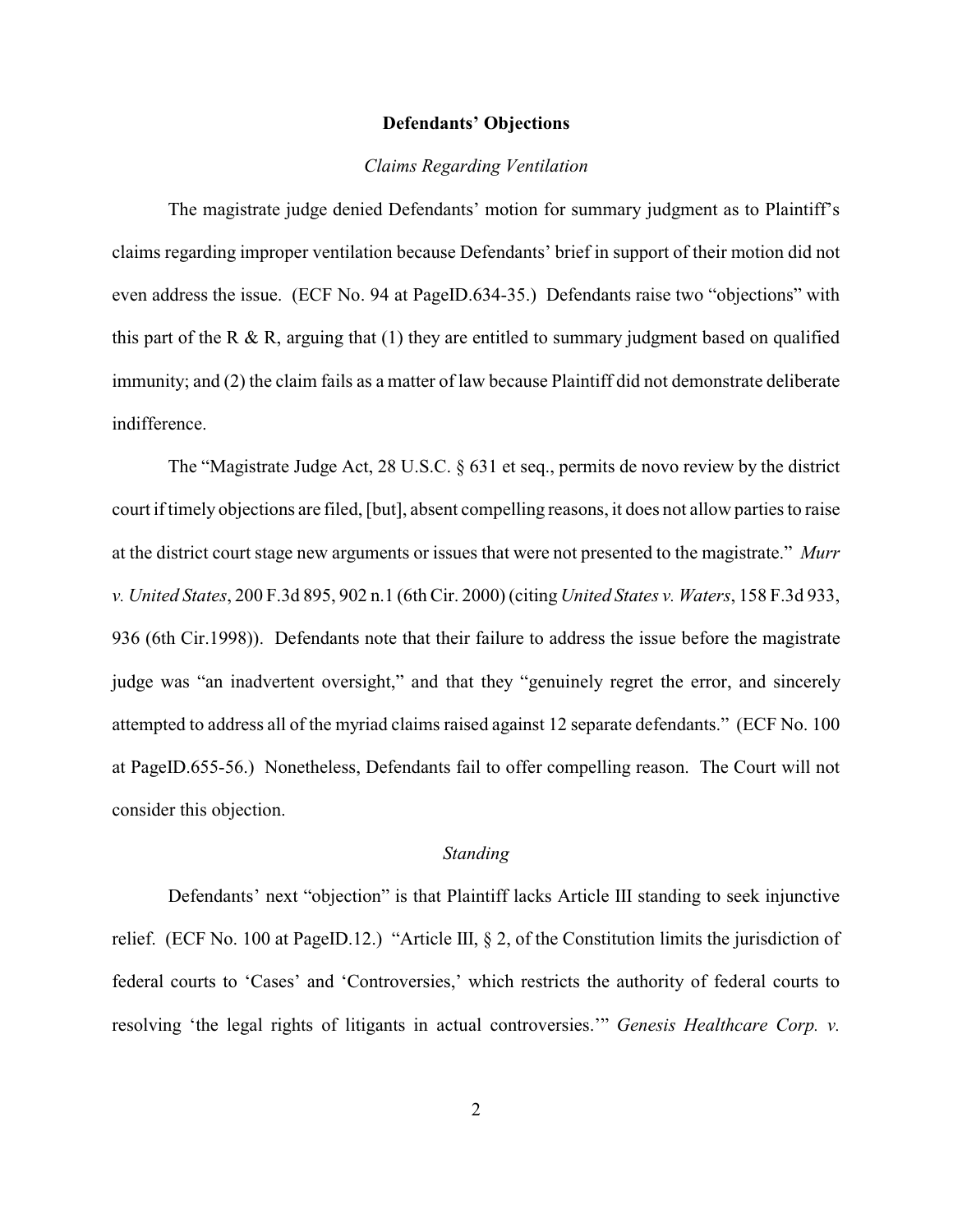**Defendants' Objections**

*Claims Regarding Ventilation*

The magistrate judge denied Defendants' motion for summary judgment as to Plaintiff's claims regarding improper ventilation because Defendants' brief in support of their motion did not even address the issue. (ECF No. 94 at PageID.634-35.) Defendants raise two "objections" with this part of the R & R, arguing that (1) they are entitled to summary judgment based on qualified immunity; and (2) the claim fails as a matter of law because Plaintiff did not demonstrate deliberate indifference.

The "Magistrate Judge Act, 28 U.S.C. § 631 et seq., permits de novo review by the district court if timely objections are filed, [but], absent compelling reasons, it does not allow parties to raise at the district court stage new arguments or issues that were not presented to the magistrate." *Murr v. United States*, 200 F.3d 895, 902 n.1 (6th Cir. 2000) (citing *United States v. Waters*, 158 F.3d 933, 936 (6th Cir.1998)). Defendants note that their failure to address the issue before the magistrate judge was "an inadvertent oversight," and that they "genuinely regret the error, and sincerely attempted to address all of the myriad claims raised against 12 separate defendants." (ECF No. 100 at PageID.655-56.) Nonetheless, Defendants fail to offer compelling reason. The Court will not consider this objection.

*Standing*

Defendants' next "objection" is that Plaintiff lacks Article III standing to seek injunctive relief. (ECF No. 100 at PageID.12.) "Article III, § 2, of the Constitution limits the jurisdiction of federal courts to 'Cases' and 'Controversies,' which restricts the authority of federal courts to resolving 'the legal rights of litigants in actual controversies.'" *Genesis Healthcare Corp. v.*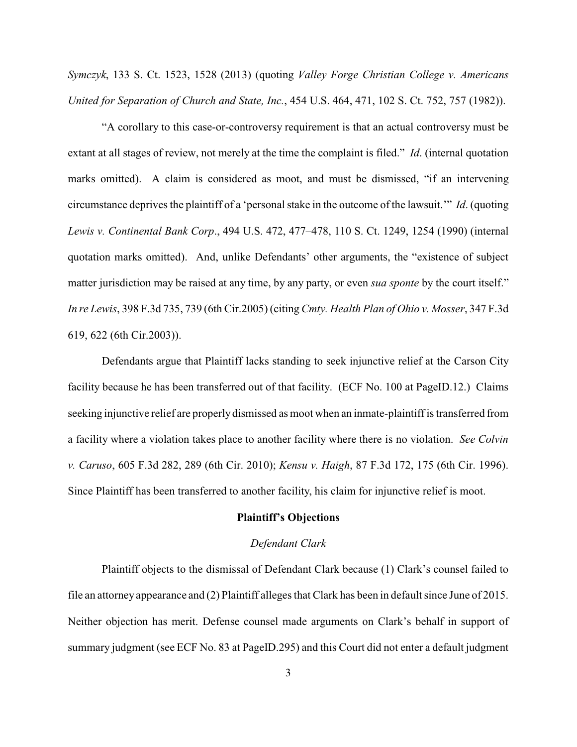*Symczyk*, 133 S. Ct. 1523, 1528 (2013) (quoting *Valley Forge Christian College v. Americans United for Separation of Church and State, Inc.*, 454 U.S. 464, 471, 102 S. Ct. 752, 757 (1982)).

"A corollary to this case-or-controversy requirement is that an actual controversy must be extant at all stages of review, not merely at the time the complaint is filed." *Id*. (internal quotation marks omitted). A claim is considered as moot, and must be dismissed, "if an intervening circumstance deprives the plaintiff of a 'personal stake in the outcome of the lawsuit.'" *Id*. (quoting *Lewis v. Continental Bank Corp*., 494 U.S. 472, 477–478, 110 S. Ct. 1249, 1254 (1990) (internal quotation marks omitted). And, unlike Defendants' other arguments, the "existence of subject matter jurisdiction may be raised at any time, by any party, or even *sua sponte* by the court itself." *In re Lewis*, 398 F.3d 735, 739 (6th Cir.2005) (citing *Cmty. Health Plan of Ohio v. Mosser*, 347 F.3d 619, 622 (6th Cir.2003)).

Defendants argue that Plaintiff lacks standing to seek injunctive relief at the Carson City facility because he has been transferred out of that facility. (ECF No. 100 at PageID.12.) Claims seeking injunctive relief are properly dismissed as moot when an inmate-plaintiff is transferred from a facility where a violation takes place to another facility where there is no violation. *See Colvin v. Caruso*, 605 F.3d 282, 289 (6th Cir. 2010); *Kensu v. Haigh*, 87 F.3d 172, 175 (6th Cir. 1996). Since Plaintiff has been transferred to another facility, his claim for injunctive relief is moot.

**Plaintiff's Objections**

*Defendant Clark*

Plaintiff objects to the dismissal of Defendant Clark because (1) Clark's counsel failed to file an attorney appearance and (2) Plaintiff alleges that Clark has been in default since June of 2015. Neither objection has merit. Defense counsel made arguments on Clark's behalf in support of summary judgment (see ECF No. 83 at PageID.295) and this Court did not enter a default judgment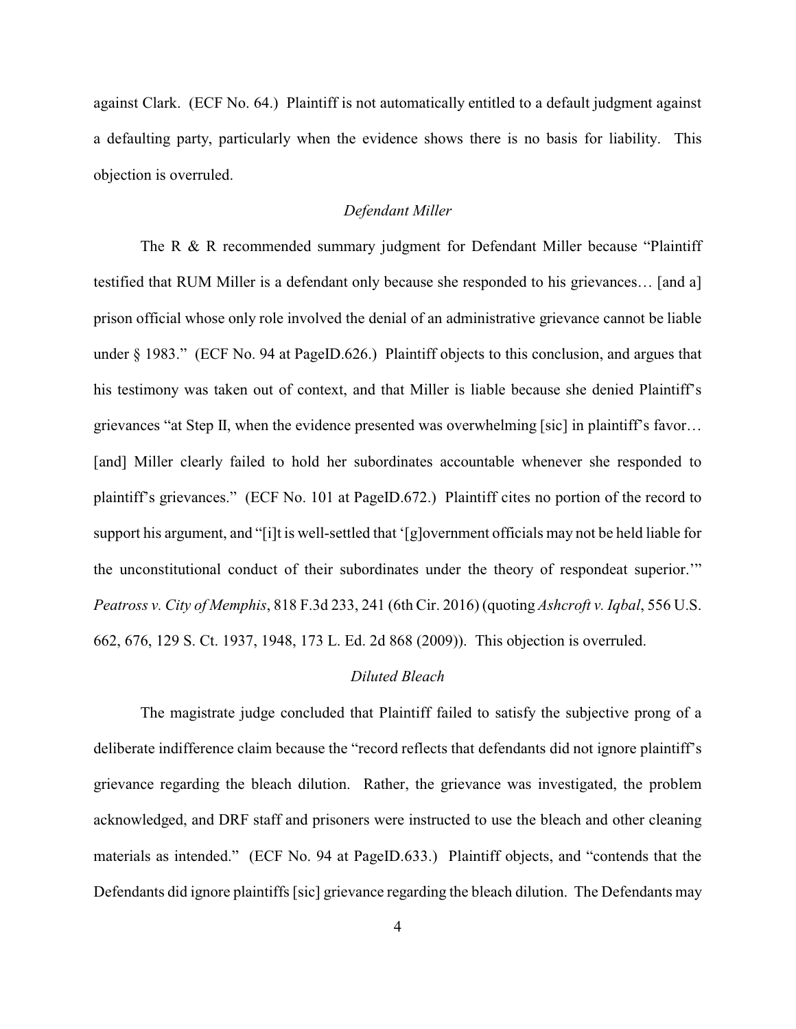against Clark. (ECF No. 64.) Plaintiff is not automatically entitled to a default judgment against a defaulting party, particularly when the evidence shows there is no basis for liability. This objection is overruled.

### *Defendant Miller*

The R & R recommended summary judgment for Defendant Miller because "Plaintiff testified that RUM Miller is a defendant only because she responded to his grievances… [and a] prison official whose only role involved the denial of an administrative grievance cannot be liable under § 1983." (ECF No. 94 at PageID.626.) Plaintiff objects to this conclusion, and argues that his testimony was taken out of context, and that Miller is liable because she denied Plaintiff's grievances "at Step II, when the evidence presented was overwhelming [sic] in plaintiff's favor… [and] Miller clearly failed to hold her subordinates accountable whenever she responded to plaintiff's grievances." (ECF No. 101 at PageID.672.) Plaintiff cites no portion of the record to support his argument, and "[i]t is well-settled that '[g]overnment officials may not be held liable for the unconstitutional conduct of their subordinates under the theory of respondeat superior.'" *Peatross v. City of Memphis*, 818 F.3d 233, 241 (6th Cir. 2016) (quoting *Ashcroft v. Iqbal*, 556 U.S. 662, 676, 129 S. Ct. 1937, 1948, 173 L. Ed. 2d 868 (2009)). This objection is overruled.

### *Diluted Bleach*

The magistrate judge concluded that Plaintiff failed to satisfy the subjective prong of a deliberate indifference claim because the "record reflects that defendants did not ignore plaintiff's grievance regarding the bleach dilution. Rather, the grievance was investigated, the problem acknowledged, and DRF staff and prisoners were instructed to use the bleach and other cleaning materials as intended." (ECF No. 94 at PageID.633.) Plaintiff objects, and "contends that the Defendants did ignore plaintiffs [sic] grievance regarding the bleach dilution. The Defendants may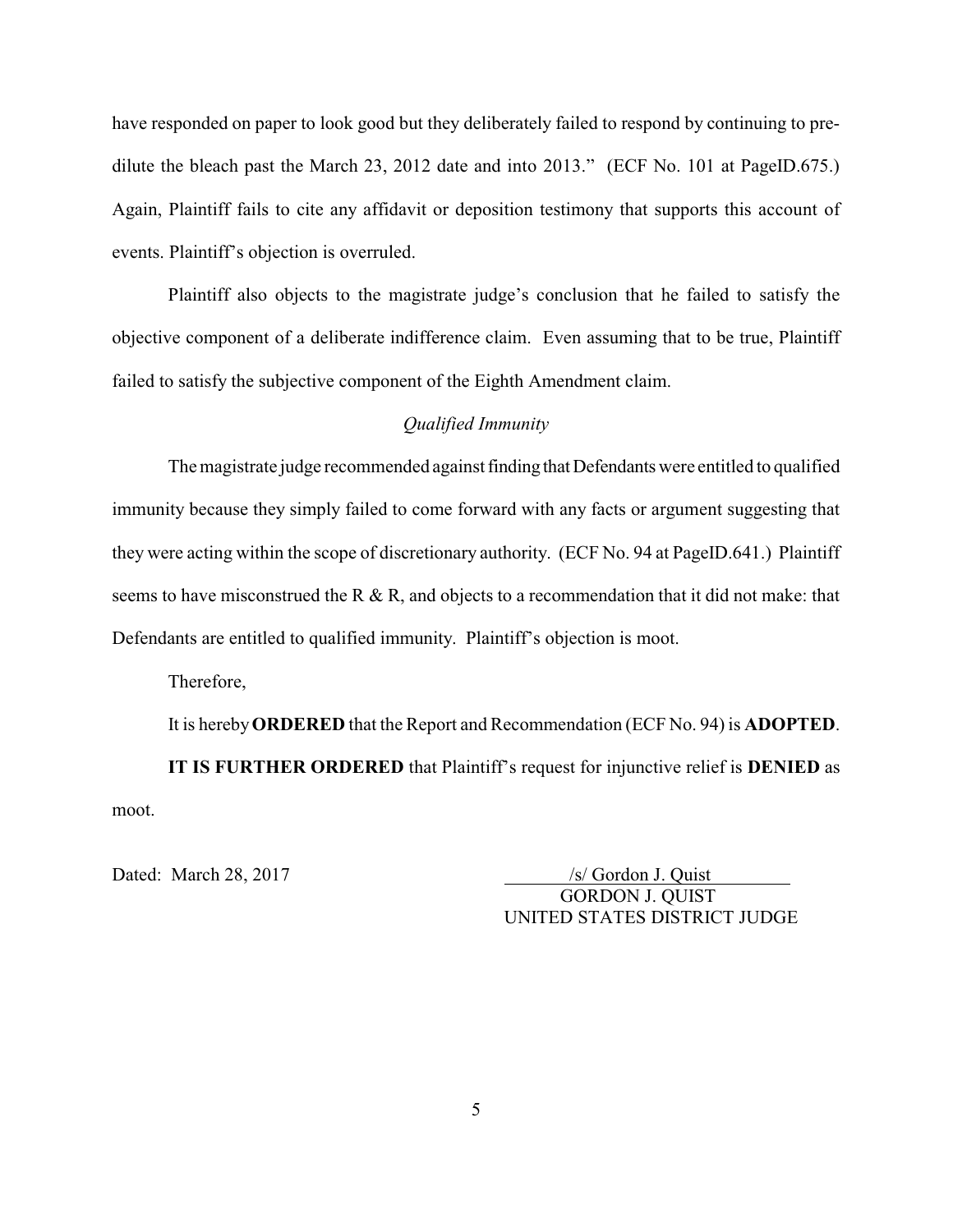have responded on paper to look good but they deliberately failed to respond by continuing to pre-dilute the bleach past the March 23, 2012 date and into 2013." (ECF No. 101 at PageID.675.) Again, Plaintiff fails to cite any affidavit or deposition testimony that supports this account of events. Plaintiff's objection is overruled.

Plaintiff also objects to the magistrate judge's conclusion that he failed to satisfy the objective component of a deliberate indifference claim. Even assuming that to be true, Plaintiff failed to satisfy the subjective component of the Eighth Amendment claim.

*Qualified Immunity*

The magistrate judge recommended against finding that Defendants were entitled to qualified immunity because they simply failed to come forward with any facts or argument suggesting that they were acting within the scope of discretionary authority. (ECF No. 94 at PageID.641.) Plaintiff seems to have misconstrued the R & R, and objects to a recommendation that it did not make: that Defendants are entitled to qualified immunity. Plaintiff's objection is moot.

Therefore,

It is hereby **ORDERED** that the Report and Recommendation (ECF No. 94) is **ADOPTED**.

**IT IS FURTHER ORDERED** that Plaintiff's request for injunctive relief is **DENIED** as moot.

Dated: March 28, 2017

/s/ Gordon J. Quist
GORDON J. QUIST
UNITED STATES DISTRICT JUDGE